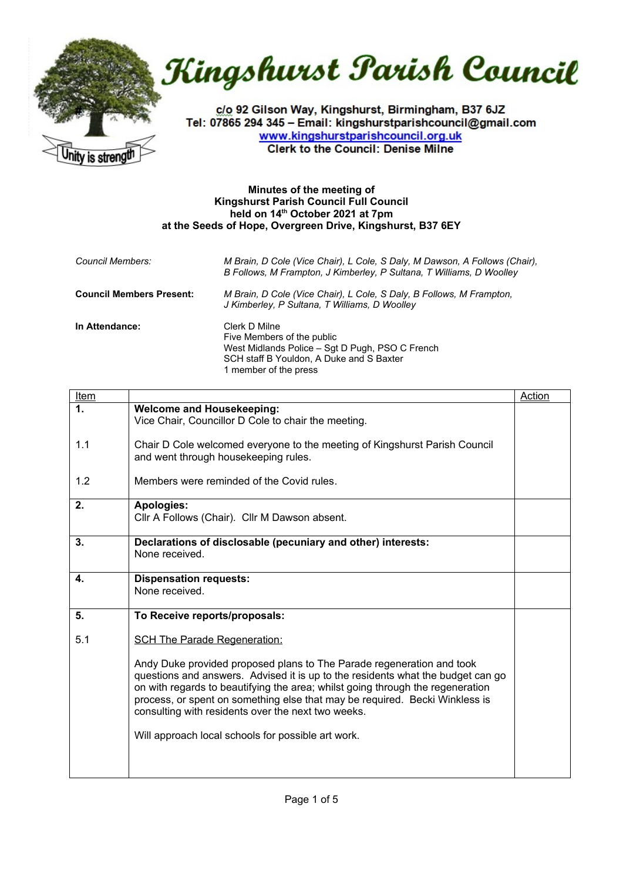# Kingshurst Parish Council

c/o 92 Gilson Way, Kingshurst, Birmingham, B37 6JZ
Tel: 07865 294 345 – Email: kingshurstparishcouncil@gmail.com
www.kingshurstparishcouncil.org.uk
Clerk to the Council: Denise Milne

**Minutes of the meeting of**
**Kingshurst Parish Council Full Council**
**held on 14th October 2021 at 7pm**
**at the Seeds of Hope, Overgreen Drive, Kingshurst, B37 6EY**

| | |
|---|---|
| *Council Members:* | *M Brain, D Cole (Vice Chair), L Cole, S Daly, M Dawson, A Follows (Chair), B Follows, M Frampton, J Kimberley, P Sultana, T Williams, D Woolley* |
| **Council Members Present:** | *M Brain, D Cole (Vice Chair), L Cole, S Daly, B Follows, M Frampton, J Kimberley, P Sultana, T Williams, D Woolley* |
| **In Attendance:** | Clerk D Milne<br>Five Members of the public<br>West Midlands Police – Sgt D Pugh, PSO C French<br>SCH staff B Youldon, A Duke and S Baxter<br>1 member of the press |

| Item | | Action |
|---|---|---|
| **1.** | **Welcome and Housekeeping:**<br>Vice Chair, Councillor D Cole to chair the meeting. | |
| 1.1 | Chair D Cole welcomed everyone to the meeting of Kingshurst Parish Council and went through housekeeping rules. | |
| 1.2 | Members were reminded of the Covid rules. | |
| **2.** | **Apologies:**<br>Cllr A Follows (Chair). Cllr M Dawson absent. | |
| **3.** | **Declarations of disclosable (pecuniary and other) interests:**<br>None received. | |
| **4.** | **Dispensation requests:**<br>None received. | |
| **5.** | **To Receive reports/proposals:** | |
| 5.1 | SCH The Parade Regeneration:<br><br>Andy Duke provided proposed plans to The Parade regeneration and took questions and answers. Advised it is up to the residents what the budget can go on with regards to beautifying the area; whilst going through the regeneration process, or spent on something else that may be required. Becki Winkless is consulting with residents over the next two weeks.<br><br>Will approach local schools for possible art work. | |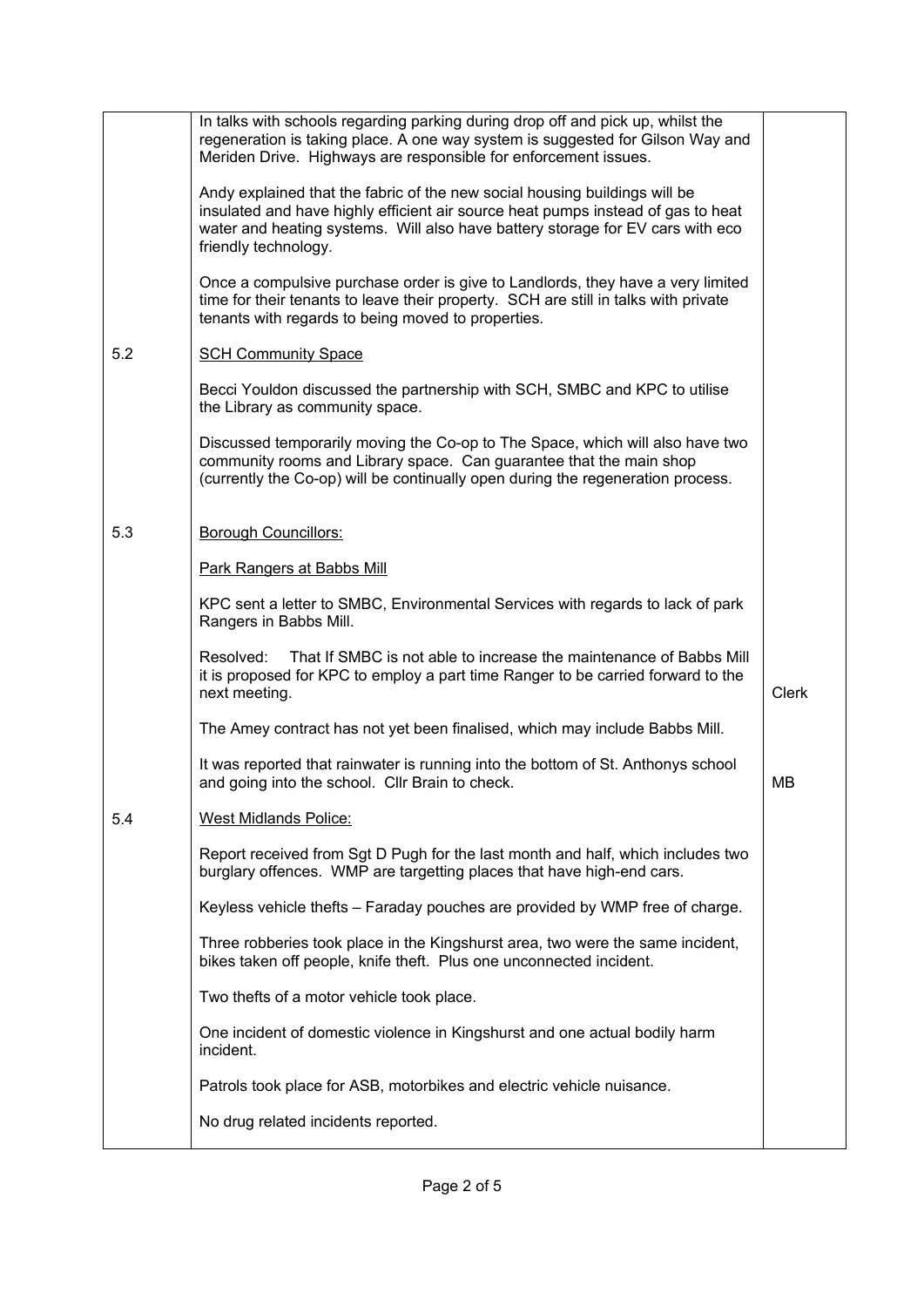| | | |
|---|---|---|
| | In talks with schools regarding parking during drop off and pick up, whilst the regeneration is taking place. A one way system is suggested for Gilson Way and Meriden Drive. Highways are responsible for enforcement issues.<br><br>Andy explained that the fabric of the new social housing buildings will be insulated and have highly efficient air source heat pumps instead of gas to heat water and heating systems. Will also have battery storage for EV cars with eco friendly technology.<br><br>Once a compulsive purchase order is give to Landlords, they have a very limited time for their tenants to leave their property. SCH are still in talks with private tenants with regards to being moved to properties. | |
| 5.2 | <u>SCH Community Space</u><br><br>Becci Youldon discussed the partnership with SCH, SMBC and KPC to utilise the Library as community space.<br><br>Discussed temporarily moving the Co-op to The Space, which will also have two community rooms and Library space. Can guarantee that the main shop (currently the Co-op) will be continually open during the regeneration process. | |
| 5.3 | <u>Borough Councillors:</u><br><br><u>Park Rangers at Babbs Mill</u><br><br>KPC sent a letter to SMBC, Environmental Services with regards to lack of park Rangers in Babbs Mill.<br><br>Resolved: That If SMBC is not able to increase the maintenance of Babbs Mill it is proposed for KPC to employ a part time Ranger to be carried forward to the next meeting. | Clerk |
| | The Amey contract has not yet been finalised, which may include Babbs Mill.<br><br>It was reported that rainwater is running into the bottom of St. Anthonys school and going into the school. Cllr Brain to check. | MB |
| 5.4 | <u>West Midlands Police:</u><br><br>Report received from Sgt D Pugh for the last month and half, which includes two burglary offences. WMP are targetting places that have high-end cars.<br><br>Keyless vehicle thefts – Faraday pouches are provided by WMP free of charge.<br><br>Three robberies took place in the Kingshurst area, two were the same incident, bikes taken off people, knife theft. Plus one unconnected incident.<br><br>Two thefts of a motor vehicle took place.<br><br>One incident of domestic violence in Kingshurst and one actual bodily harm incident.<br><br>Patrols took place for ASB, motorbikes and electric vehicle nuisance.<br><br>No drug related incidents reported. | |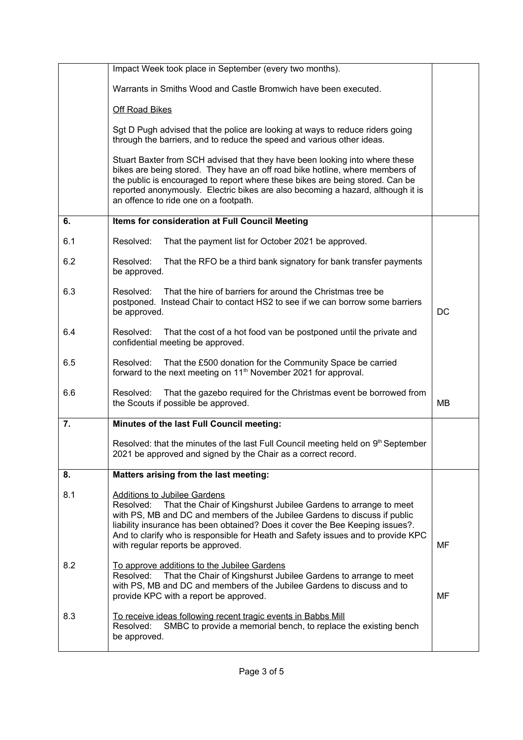| | | |
|---|---|---|
| | Impact Week took place in September (every two months).<br><br>Warrants in Smiths Wood and Castle Bromwich have been executed.<br><br><u>Off Road Bikes</u><br><br>Sgt D Pugh advised that the police are looking at ways to reduce riders going through the barriers, and to reduce the speed and various other ideas.<br><br>Stuart Baxter from SCH advised that they have been looking into where these bikes are being stored. They have an off road bike hotline, where members of the public is encouraged to report where these bikes are being stored. Can be reported anonymously. Electric bikes are also becoming a hazard, although it is an offence to ride one on a footpath. | |
| **6.** | **Items for consideration at Full Council Meeting** | |
| 6.1 | Resolved: That the payment list for October 2021 be approved. | |
| 6.2 | Resolved: That the RFO be a third bank signatory for bank transfer payments be approved. | |
| 6.3 | Resolved: That the hire of barriers for around the Christmas tree be postponed. Instead Chair to contact HS2 to see if we can borrow some barriers be approved. | DC |
| 6.4 | Resolved: That the cost of a hot food van be postponed until the private and confidential meeting be approved. | |
| 6.5 | Resolved: That the £500 donation for the Community Space be carried forward to the next meeting on 11th November 2021 for approval. | |
| 6.6 | Resolved: That the gazebo required for the Christmas event be borrowed from the Scouts if possible be approved. | MB |
| **7.** | **Minutes of the last Full Council meeting:**<br><br>Resolved: that the minutes of the last Full Council meeting held on 9th September 2021 be approved and signed by the Chair as a correct record. | |
| **8.** | **Matters arising from the last meeting:** | |
| 8.1 | <u>Additions to Jubilee Gardens</u><br>Resolved: That the Chair of Kingshurst Jubilee Gardens to arrange to meet with PS, MB and DC and members of the Jubilee Gardens to discuss if public liability insurance has been obtained? Does it cover the Bee Keeping issues?. And to clarify who is responsible for Heath and Safety issues and to provide KPC with regular reports be approved. | MF |
| 8.2 | <u>To approve additions to the Jubilee Gardens</u><br>Resolved: That the Chair of Kingshurst Jubilee Gardens to arrange to meet with PS, MB and DC and members of the Jubilee Gardens to discuss and to provide KPC with a report be approved. | MF |
| 8.3 | <u>To receive ideas following recent tragic events in Babbs Mill</u><br>Resolved: SMBC to provide a memorial bench, to replace the existing bench be approved. | |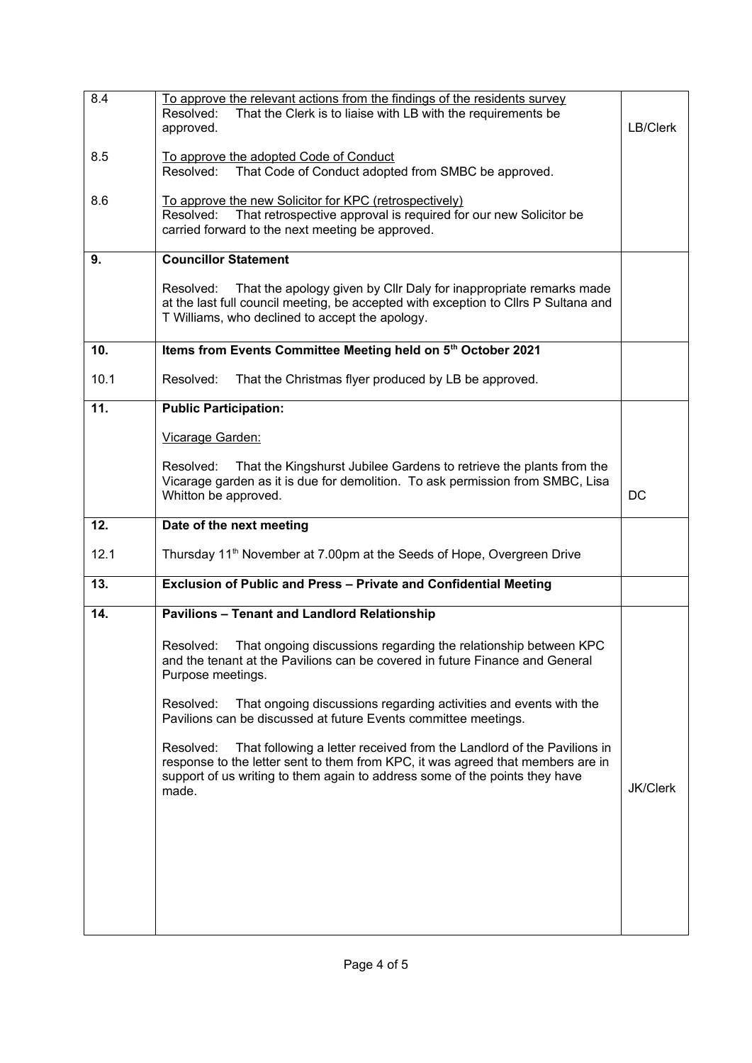| | | |
|---|---|---|
| 8.4 | To approve the relevant actions from the findings of the residents survey<br>Resolved: That the Clerk is to liaise with LB with the requirements be approved. | LB/Clerk |
| 8.5 | To approve the adopted Code of Conduct<br>Resolved: That Code of Conduct adopted from SMBC be approved. | |
| 8.6 | To approve the new Solicitor for KPC (retrospectively)<br>Resolved: That retrospective approval is required for our new Solicitor be carried forward to the next meeting be approved. | |
| **9.** | **Councillor Statement**<br><br>Resolved: That the apology given by Cllr Daly for inappropriate remarks made at the last full council meeting, be accepted with exception to Cllrs P Sultana and T Williams, who declined to accept the apology. | |
| **10.** | **Items from Events Committee Meeting held on 5th October 2021** | |
| 10.1 | Resolved: That the Christmas flyer produced by LB be approved. | |
| **11.** | **Public Participation:**<br><br>Vicarage Garden:<br><br>Resolved: That the Kingshurst Jubilee Gardens to retrieve the plants from the Vicarage garden as it is due for demolition. To ask permission from SMBC, Lisa Whitton be approved. | DC |
| **12.** | **Date of the next meeting** | |
| 12.1 | Thursday 11th November at 7.00pm at the Seeds of Hope, Overgreen Drive | |
| **13.** | **Exclusion of Public and Press – Private and Confidential Meeting** | |
| **14.** | **Pavilions – Tenant and Landlord Relationship**<br><br>Resolved: That ongoing discussions regarding the relationship between KPC and the tenant at the Pavilions can be covered in future Finance and General Purpose meetings.<br><br>Resolved: That ongoing discussions regarding activities and events with the Pavilions can be discussed at future Events committee meetings.<br><br>Resolved: That following a letter received from the Landlord of the Pavilions in response to the letter sent to them from KPC, it was agreed that members are in support of us writing to them again to address some of the points they have made. | JK/Clerk |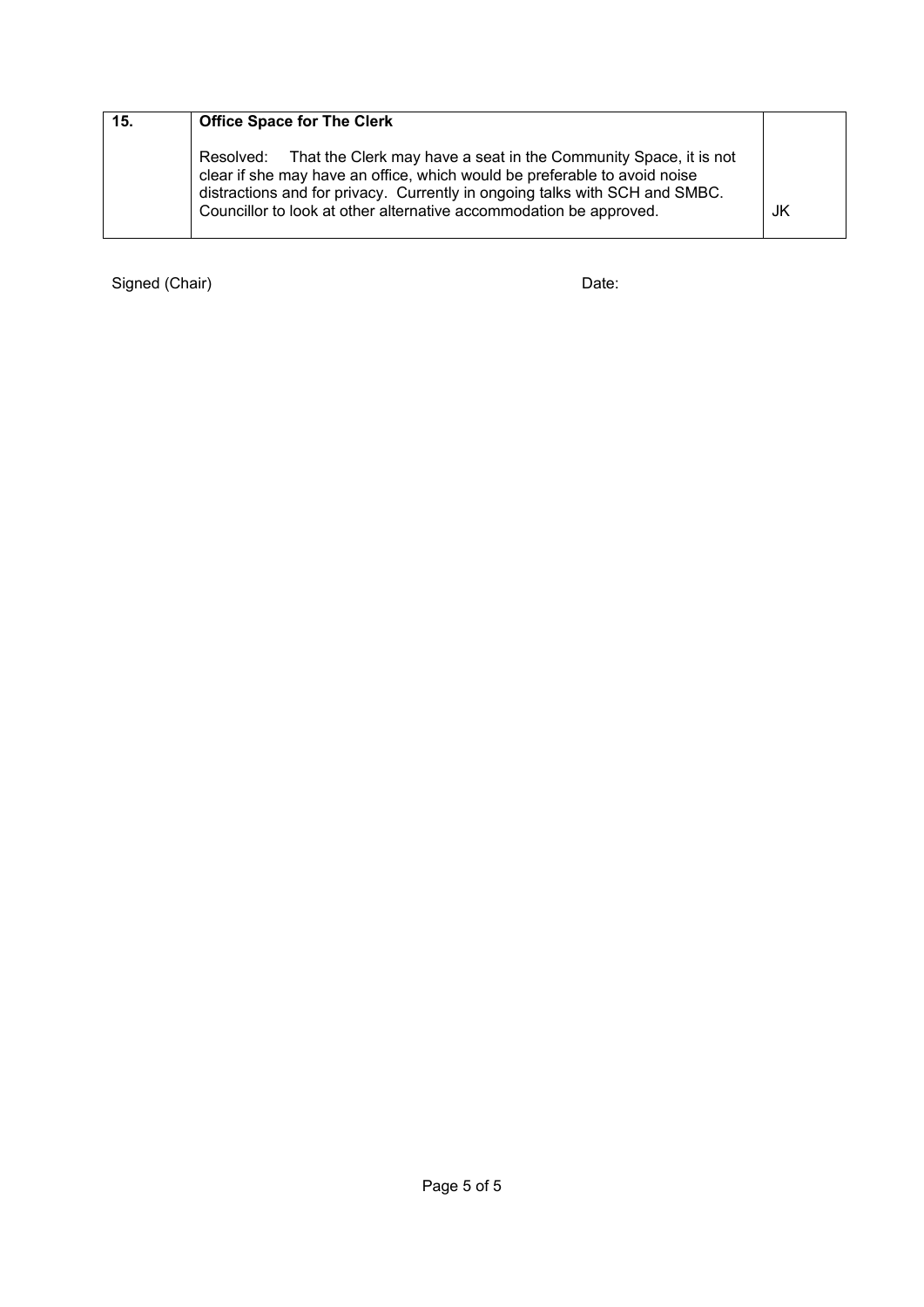| | | |
|---|---|---|
| **15.** | **Office Space for The Clerk**<br><br>Resolved: That the Clerk may have a seat in the Community Space, it is not clear if she may have an office, which would be preferable to avoid noise distractions and for privacy. Currently in ongoing talks with SCH and SMBC. Councillor to look at other alternative accommodation be approved. | JK |

Signed (Chair) Date: